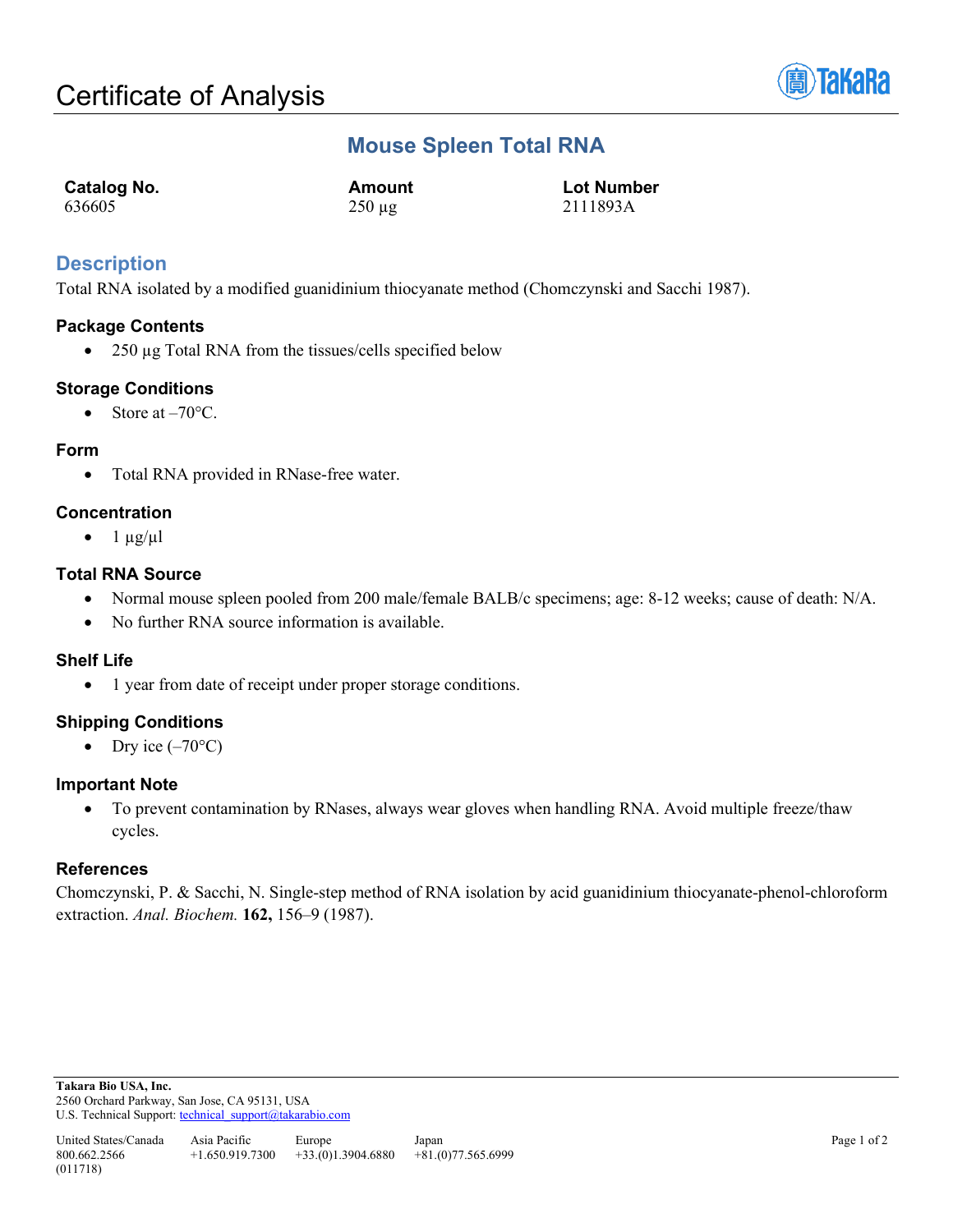# Certificate of Analysis

## Mouse Spleen Total RNA

| Catalog No. | Amount | Lot Number |
| --- | --- | --- |
| 636605 | 250 µg | 2111893A |

## Description

Total RNA isolated by a modified guanidinium thiocyanate method (Chomczynski and Sacchi 1987).

### Package Contents

- 250 µg Total RNA from the tissues/cells specified below

### Storage Conditions

- Store at –70°C.

### Form

- Total RNA provided in RNase-free water.

### Concentration

- 1 µg/µl

### Total RNA Source

- Normal mouse spleen pooled from 200 male/female BALB/c specimens; age: 8-12 weeks; cause of death: N/A.
- No further RNA source information is available.

### Shelf Life

- 1 year from date of receipt under proper storage conditions.

### Shipping Conditions

- Dry ice (–70°C)

### Important Note

- To prevent contamination by RNases, always wear gloves when handling RNA. Avoid multiple freeze/thaw cycles.

### References

Chomczynski, P. & Sacchi, N. Single-step method of RNA isolation by acid guanidinium thiocyanate-phenol-chloroform extraction. *Anal. Biochem.* **162,** 156–9 (1987).

**Takara Bio USA, Inc.**
2560 Orchard Parkway, San Jose, CA 95131, USA
U.S. Technical Support: technical_support@takarabio.com

| United States/Canada | Asia Pacific | Europe | Japan |
| --- | --- | --- | --- |
| 800.662.2566 | +1.650.919.7300 | +33.(0)1.3904.6880 | +81.(0)77.565.6999 |

(011718)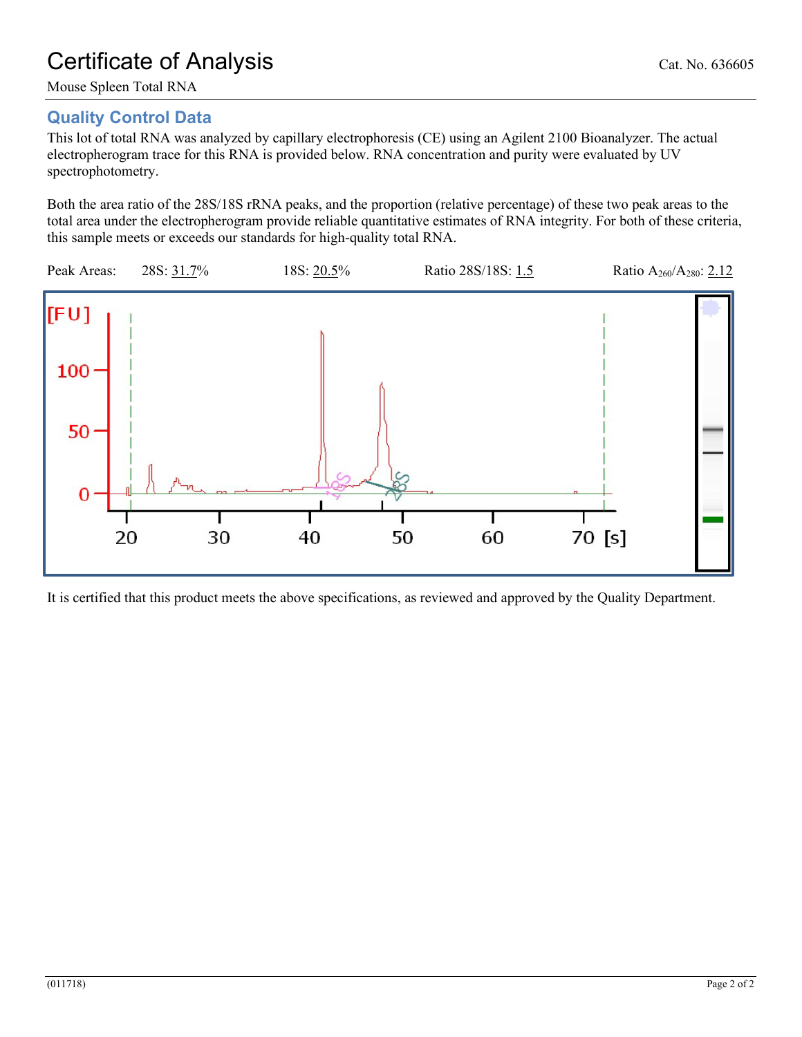# Certificate of Analysis

Cat. No. 636605

Mouse Spleen Total RNA

## Quality Control Data

This lot of total RNA was analyzed by capillary electrophoresis (CE) using an Agilent 2100 Bioanalyzer. The actual electropherogram trace for this RNA is provided below. RNA concentration and purity were evaluated by UV spectrophotometry.

Both the area ratio of the 28S/18S rRNA peaks, and the proportion (relative percentage) of these two peak areas to the total area under the electropherogram provide reliable quantitative estimates of RNA integrity. For both of these criteria, this sample meets or exceeds our standards for high-quality total RNA.

Peak Areas: 28S: 31.7% 18S: 20.5% Ratio 28S/18S: 1.5 Ratio $A_{260}/A_{280}$: 2.12

It is certified that this product meets the above specifications, as reviewed and approved by the Quality Department.

(011718)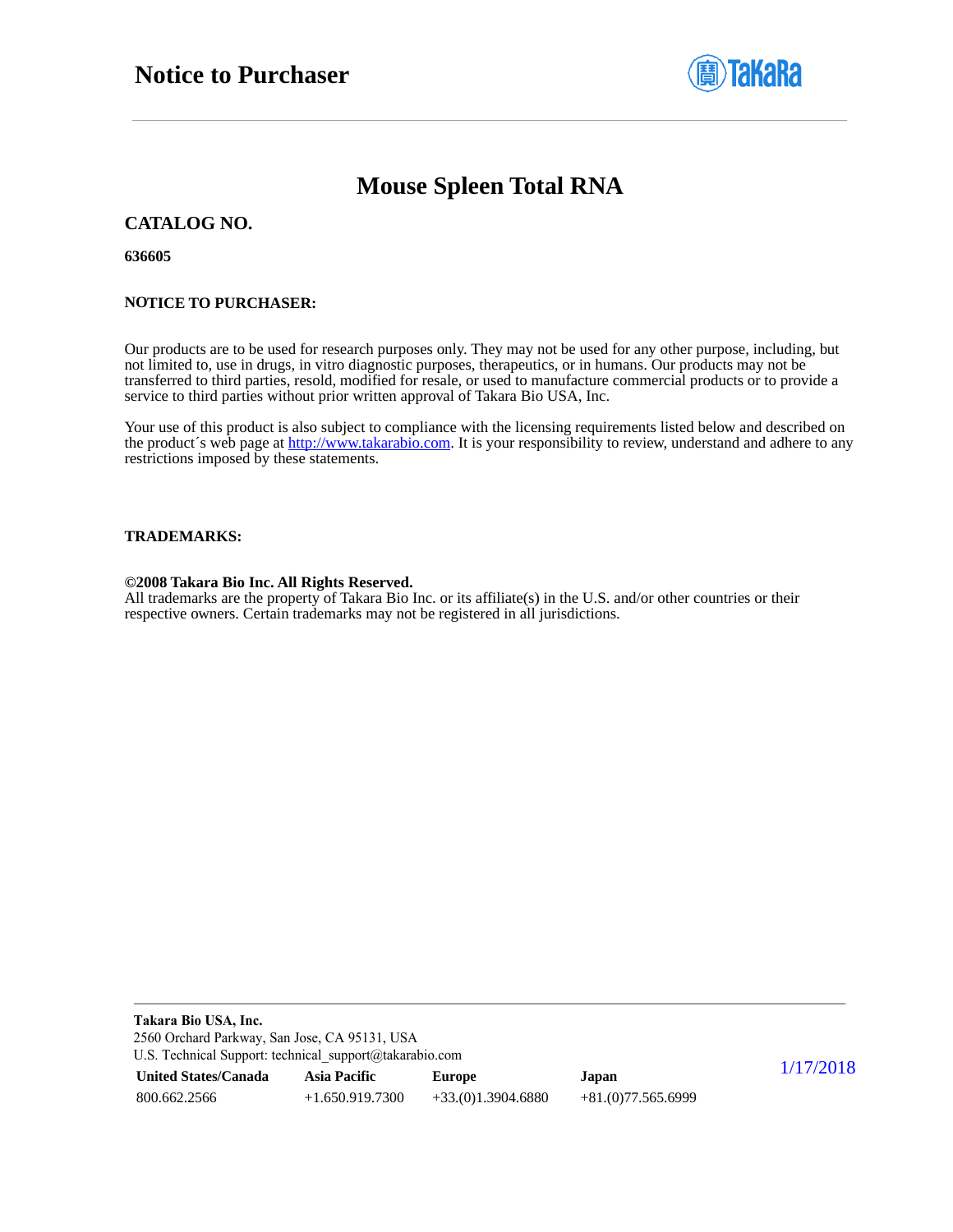# Mouse Spleen Total RNA

## CATALOG NO.

**636605**

**NOTICE TO PURCHASER:**

Our products are to be used for research purposes only. They may not be used for any other purpose, including, but not limited to, use in drugs, in vitro diagnostic purposes, therapeutics, or in humans. Our products may not be transferred to third parties, resold, modified for resale, or used to manufacture commercial products or to provide a service to third parties without prior written approval of Takara Bio USA, Inc.

Your use of this product is also subject to compliance with the licensing requirements listed below and described on the product´s web page at http://www.takarabio.com. It is your responsibility to review, understand and adhere to any restrictions imposed by these statements.

**TRADEMARKS:**

**©2008 Takara Bio Inc. All Rights Reserved.**
All trademarks are the property of Takara Bio Inc. or its affiliate(s) in the U.S. and/or other countries or their respective owners. Certain trademarks may not be registered in all jurisdictions.

**Takara Bio USA, Inc.**
2560 Orchard Parkway, San Jose, CA 95131, USA
U.S. Technical Support: technical_support@takarabio.com

| United States/Canada | Asia Pacific | Europe | Japan |
|---|---|---|---|
| 800.662.2566 | +1.650.919.7300 | +33.(0)1.3904.6880 | +81.(0)77.565.6999 |

1/17/2018